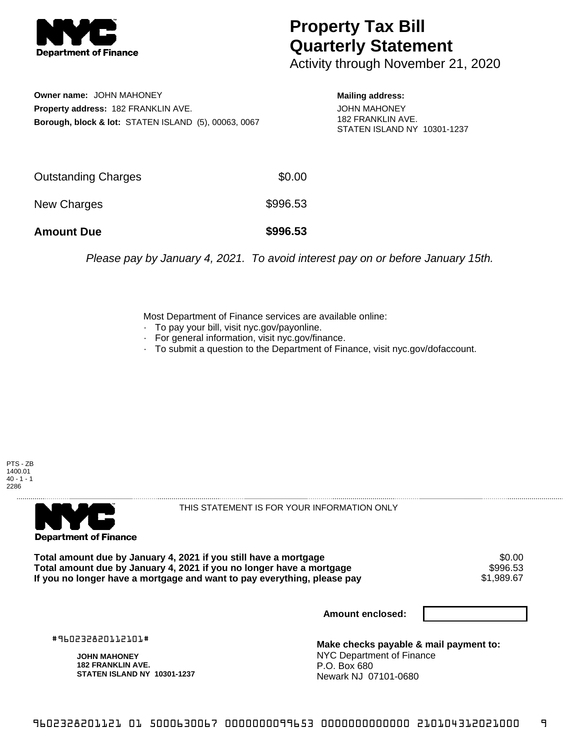# Property Tax Bill Quarterly Statement

Activity through November 21, 2020

**Owner name:** JOHN MAHONEY
**Property address:** 182 FRANKLIN AVE.
**Borough, block & lot:** STATEN ISLAND (5), 00063, 0067

**Mailing address:**
JOHN MAHONEY
182 FRANKLIN AVE.
STATEN ISLAND NY 10301-1237

| | |
|---|---|
| Outstanding Charges | $0.00 |
| New Charges | $996.53 |
| **Amount Due** | **$996.53** |

*Please pay by January 4, 2021. To avoid interest pay on or before January 15th.*

Most Department of Finance services are available online:
- To pay your bill, visit nyc.gov/payonline.
- For general information, visit nyc.gov/finance.
- To submit a question to the Department of Finance, visit nyc.gov/dofaccount.

PTS - ZB
1400.01
40 - 1 - 1
2286

THIS STATEMENT IS FOR YOUR INFORMATION ONLY

| | |
|---|---|
| **Total amount due by January 4, 2021 if you still have a mortgage** | $0.00 |
| **Total amount due by January 4, 2021 if you no longer have a mortgage** | $996.53 |
| **If you no longer have a mortgage and want to pay everything, please pay** | $1,989.67 |

**Amount enclosed:**

#960232820112101#

**JOHN MAHONEY**
**182 FRANKLIN AVE.**
**STATEN ISLAND NY 10301-1237**

**Make checks payable & mail payment to:**
NYC Department of Finance
P.O. Box 680
Newark NJ 07101-0680

9602328201121 01 5000630067 0000000099653 0000000000000 210104312021000 9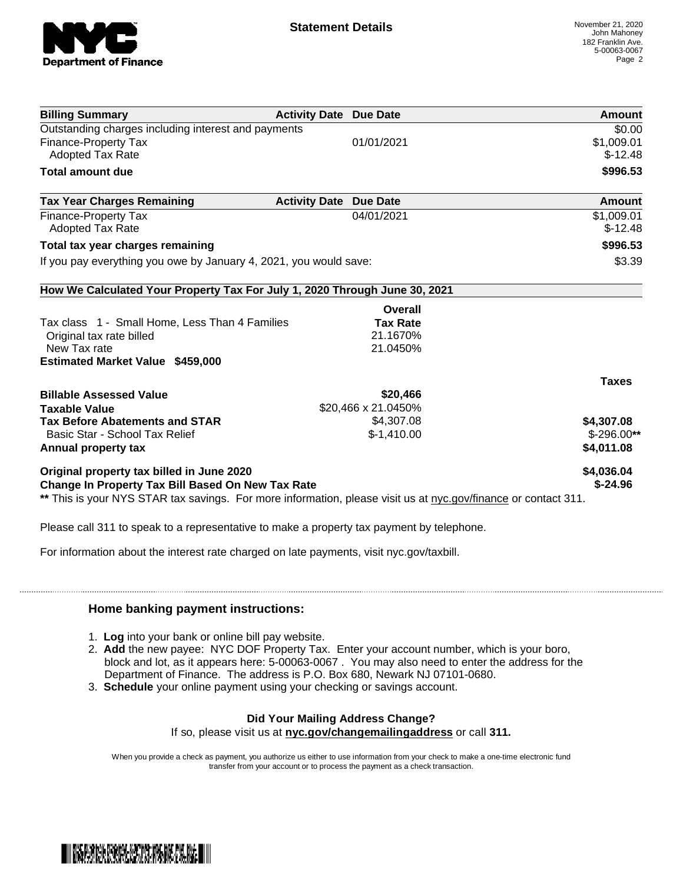# Statement Details

November 21, 2020
John Mahoney
182 Franklin Ave.
5-00063-0067

| Billing Summary | Activity Date | Due Date | Amount |
|---|---|---|---|
| Outstanding charges including interest and payments | | | $0.00 |
| Finance-Property Tax | | 01/01/2021 | $1,009.01 |
| Adopted Tax Rate | | | $-12.48 |
| **Total amount due** | | | **$996.53** |

| Tax Year Charges Remaining | Activity Date | Due Date | Amount |
|---|---|---|---|
| Finance-Property Tax | | 04/01/2021 | $1,009.01 |
| Adopted Tax Rate | | | $-12.48 |
| **Total tax year charges remaining** | | | **$996.53** |
| If you pay everything you owe by January 4, 2021, you would save: | | | $3.39 |

**How We Calculated Your Property Tax For July 1, 2020 Through June 30, 2021**

| | Overall Tax Rate | |
|---|---|---|
| Tax class 1 - Small Home, Less Than 4 Families | | |
| Original tax rate billed | 21.1670% | |
| New Tax rate | 21.0450% | |
| **Estimated Market Value $459,000** | | |
| | | **Taxes** |
| **Billable Assessed Value** | **$20,466** | |
| **Taxable Value** | $20,466 x 21.0450% | |
| **Tax Before Abatements and STAR** | $4,307.08 | **$4,307.08** |
| Basic Star - School Tax Relief | $-1,410.00 | $-296.00** |
| **Annual property tax** | | **$4,011.08** |
| **Original property tax billed in June 2020** | | **$4,036.04** |
| **Change In Property Tax Bill Based On New Tax Rate** | | **$-24.96** |

** This is your NYS STAR tax savings. For more information, please visit us at nyc.gov/finance or contact 311.

Please call 311 to speak to a representative to make a property tax payment by telephone.

For information about the interest rate charged on late payments, visit nyc.gov/taxbill.

## Home banking payment instructions:

1. **Log** into your bank or online bill pay website.
2. **Add** the new payee: NYC DOF Property Tax. Enter your account number, which is your boro, block and lot, as it appears here: 5-00063-0067 . You may also need to enter the address for the Department of Finance. The address is P.O. Box 680, Newark NJ 07101-0680.
3. **Schedule** your online payment using your checking or savings account.

**Did Your Mailing Address Change?**
If so, please visit us at **nyc.gov/changemailingaddress** or call **311.**

When you provide a check as payment, you authorize us either to use information from your check to make a one-time electronic fund transfer from your account or to process the payment as a check transaction.